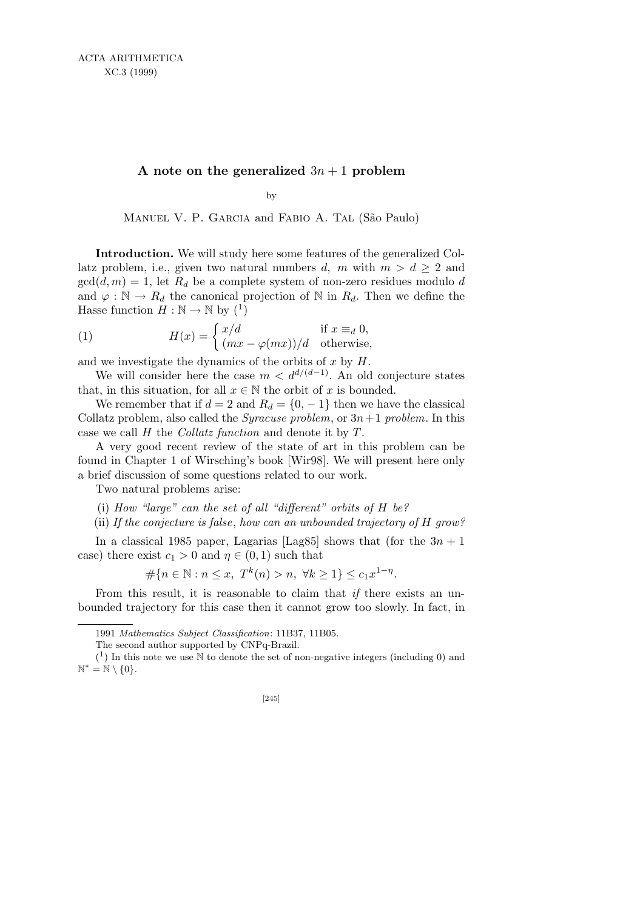# A note on the generalized $3n + 1$ problem

by

Manuel V. P. Garcia and Fabio A. Tal (São Paulo)

**Introduction.** We will study here some features of the generalized Collatz problem, i.e., given two natural numbers $d$, $m$ with $m > d \geq 2$ and $\gcd(d, m) = 1$, let $R_d$ be a complete system of non-zero residues modulo $d$ and $\varphi : \mathbb{N} \to R_d$ the canonical projection of $\mathbb{N}$ in $R_d$. Then we define the Hasse function $H : \mathbb{N} \to \mathbb{N}$ by [1]

$$H(x) = \begin{cases} x/d & \text{if } x \equiv_d 0, \\ (mx - \varphi(mx))/d & \text{otherwise,} \end{cases} \tag{1}$$

and we investigate the dynamics of the orbits of $x$ by $H$.

We will consider here the case $m < d^{d/(d-1)}$. An old conjecture states that, in this situation, for all $x \in \mathbb{N}$ the orbit of $x$ is bounded.

We remember that if $d = 2$ and $R_d = \{0, -1\}$ then we have the classical Collatz problem, also called the *Syracuse problem*, or $3n+1$ *problem*. In this case we call $H$ the *Collatz function* and denote it by $T$.

A very good recent review of the state of art in this problem can be found in Chapter 1 of Wirsching's book [Wir98]. We will present here only a brief discussion of some questions related to our work.

Two natural problems arise:

(i) *How "large" can the set of all "different" orbits of $H$ be?*

(ii) *If the conjecture is false, how can an unbounded trajectory of $H$ grow?*

In a classical 1985 paper, Lagarias [Lag85] shows that (for the $3n + 1$ case) there exist $c_1 > 0$ and $\eta \in (0, 1)$ such that

$$\#\{n \in \mathbb{N} : n \leq x,\ T^k(n) > n,\ \forall k \geq 1\} \leq c_1 x^{1-\eta}.$$

From this result, it is reasonable to claim that *if* there exists an unbounded trajectory for this case then it cannot grow too slowly. In fact, in

---

1991 *Mathematics Subject Classification*: 11B37, 11B05.

The second author supported by CNPq-Brazil.

[1] In this note we use $\mathbb{N}$ to denote the set of non-negative integers (including 0) and $\mathbb{N}^* = \mathbb{N} \setminus \{0\}$.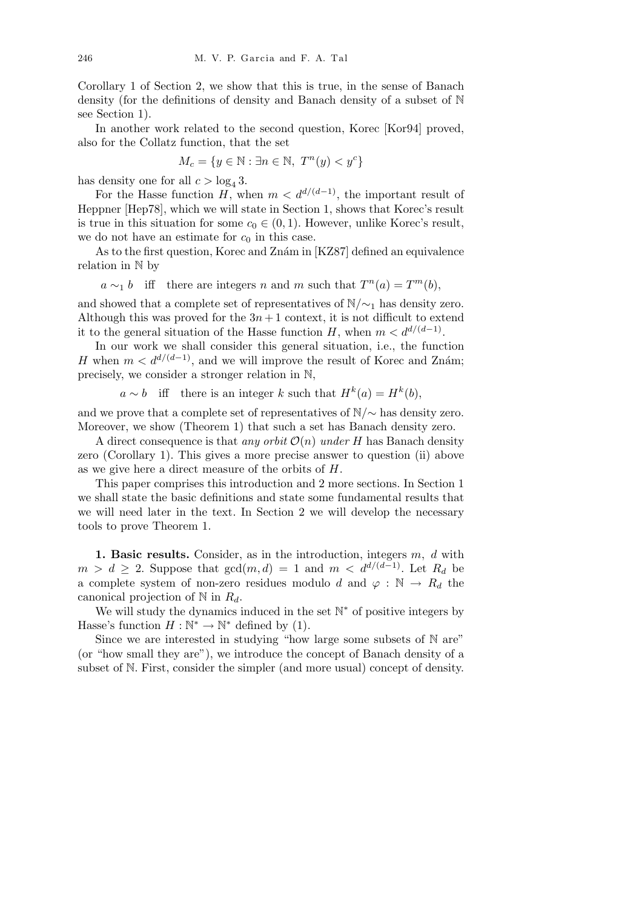Corollary 1 of Section 2, we show that this is true, in the sense of Banach density (for the definitions of density and Banach density of a subset of $\mathbb{N}$ see Section 1).

In another work related to the second question, Korec [Kor94] proved, also for the Collatz function, that the set

$$M_c = \{y \in \mathbb{N} : \exists n \in \mathbb{N},\ T^n(y) < y^c\}$$

has density one for all $c > \log_4 3$.

For the Hasse function $H$, when $m < d^{d/(d-1)}$, the important result of Heppner [Hep78], which we will state in Section 1, shows that Korec's result is true in this situation for some $c_0 \in (0,1)$. However, unlike Korec's result, we do not have an estimate for $c_0$ in this case.

As to the first question, Korec and Znám in [KZ87] defined an equivalence relation in $\mathbb{N}$ by

$$a \sim_1 b \quad \text{iff} \quad \text{there are integers } n \text{ and } m \text{ such that } T^n(a) = T^m(b),$$

and showed that a complete set of representatives of $\mathbb{N}/{\sim_1}$ has density zero. Although this was proved for the $3n+1$ context, it is not difficult to extend it to the general situation of the Hasse function $H$, when $m < d^{d/(d-1)}$.

In our work we shall consider this general situation, i.e., the function $H$ when $m < d^{d/(d-1)}$, and we will improve the result of Korec and Znám; precisely, we consider a stronger relation in $\mathbb{N}$,

$$a \sim b \quad \text{iff} \quad \text{there is an integer } k \text{ such that } H^k(a) = H^k(b),$$

and we prove that a complete set of representatives of $\mathbb{N}/{\sim}$ has density zero. Moreover, we show (Theorem 1) that such a set has Banach density zero.

A direct consequence is that *any orbit* $\mathcal{O}(n)$ *under* $H$ has Banach density zero (Corollary 1). This gives a more precise answer to question (ii) above as we give here a direct measure of the orbits of $H$.

This paper comprises this introduction and 2 more sections. In Section 1 we shall state the basic definitions and state some fundamental results that we will need later in the text. In Section 2 we will develop the necessary tools to prove Theorem 1.

**1. Basic results.** Consider, as in the introduction, integers $m$, $d$ with $m > d \geq 2$. Suppose that $\gcd(m,d) = 1$ and $m < d^{d/(d-1)}$. Let $R_d$ be a complete system of non-zero residues modulo $d$ and $\varphi : \mathbb{N} \to R_d$ the canonical projection of $\mathbb{N}$ in $R_d$.

We will study the dynamics induced in the set $\mathbb{N}^*$ of positive integers by Hasse's function $H : \mathbb{N}^* \to \mathbb{N}^*$ defined by (1).

Since we are interested in studying "how large some subsets of $\mathbb{N}$ are" (or "how small they are"), we introduce the concept of Banach density of a subset of $\mathbb{N}$. First, consider the simpler (and more usual) concept of density.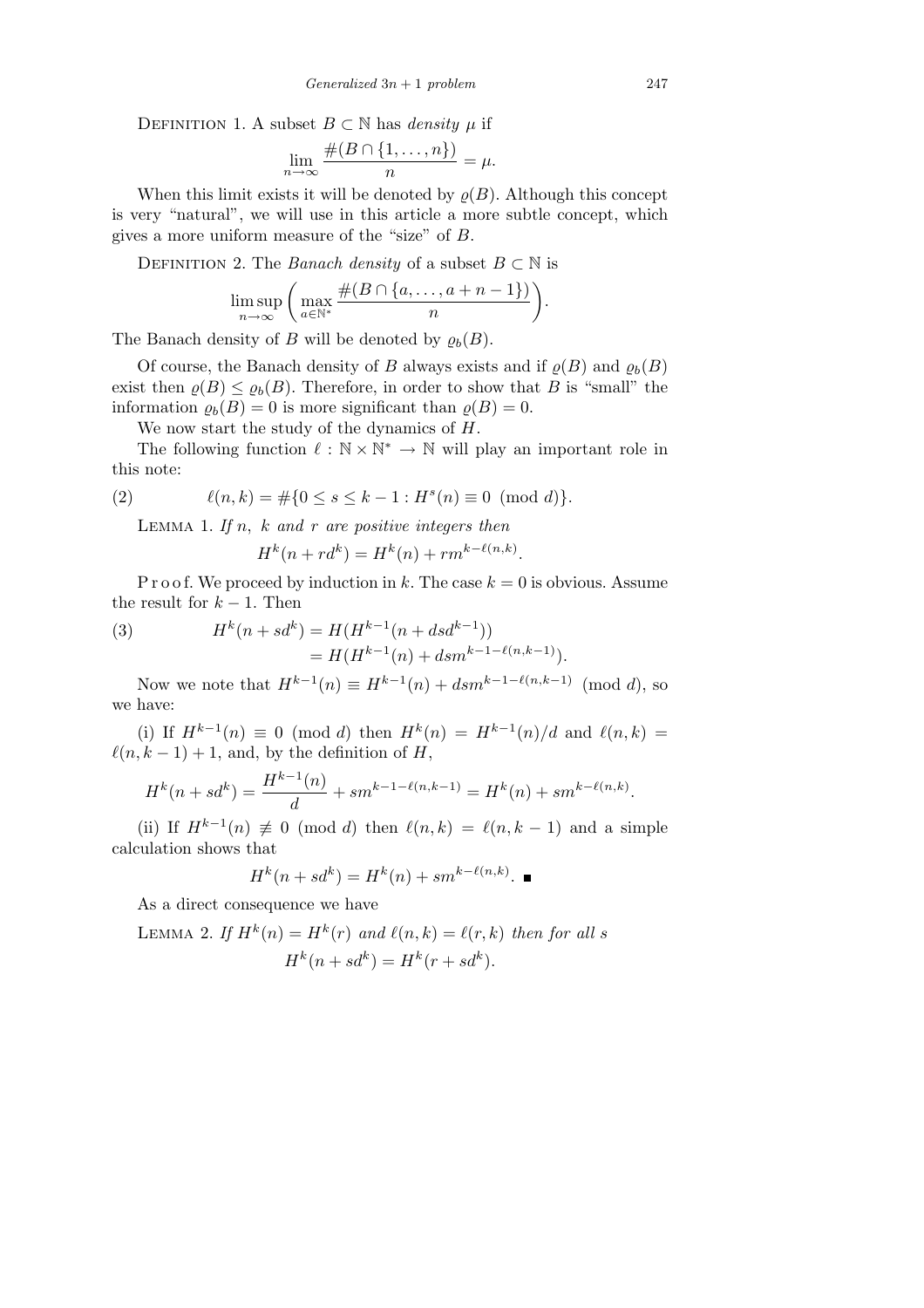Definition 1. A subset $B \subset \mathbb{N}$ has *density* $\mu$ if

$$\lim_{n\to\infty} \frac{\#(B \cap \{1, \ldots, n\})}{n} = \mu.$$

When this limit exists it will be denoted by $\varrho(B)$. Although this concept is very "natural", we will use in this article a more subtle concept, which gives a more uniform measure of the "size" of $B$.

Definition 2. The *Banach density* of a subset $B \subset \mathbb{N}$ is

$$\limsup_{n\to\infty} \left( \max_{a\in\mathbb{N}^*} \frac{\#(B \cap \{a, \ldots, a+n-1\})}{n} \right).$$

The Banach density of $B$ will be denoted by $\varrho_b(B)$.

Of course, the Banach density of $B$ always exists and if $\varrho(B)$ and $\varrho_b(B)$ exist then $\varrho(B) \le \varrho_b(B)$. Therefore, in order to show that $B$ is "small" the information $\varrho_b(B) = 0$ is more significant than $\varrho(B) = 0$.

We now start the study of the dynamics of $H$.

The following function $\ell : \mathbb{N} \times \mathbb{N}^* \to \mathbb{N}$ will play an important role in this note:

$$\ell(n, k) = \#\{0 \le s \le k-1 : H^s(n) \equiv 0 \pmod{d}\}. \tag{2}$$

Lemma 1. *If $n$, $k$ and $r$ are positive integers then*

$$H^k(n + rd^k) = H^k(n) + rm^{k-\ell(n,k)}.$$

Proof. We proceed by induction in $k$. The case $k = 0$ is obvious. Assume the result for $k - 1$. Then

$$\begin{aligned} H^k(n + sd^k) &= H(H^{k-1}(n + dsd^{k-1})) \\ &= H(H^{k-1}(n) + dsm^{k-1-\ell(n,k-1)}). \end{aligned} \tag{3}$$

Now we note that $H^{k-1}(n) \equiv H^{k-1}(n) + dsm^{k-1-\ell(n,k-1)} \pmod{d}$, so we have:

(i) If $H^{k-1}(n) \equiv 0 \pmod{d}$ then $H^k(n) = H^{k-1}(n)/d$ and $\ell(n,k) = \ell(n,k-1) + 1$, and, by the definition of $H$,

$$H^k(n + sd^k) = \frac{H^{k-1}(n)}{d} + sm^{k-1-\ell(n,k-1)} = H^k(n) + sm^{k-\ell(n,k)}.$$

(ii) If $H^{k-1}(n) \not\equiv 0 \pmod{d}$ then $\ell(n,k) = \ell(n,k-1)$ and a simple calculation shows that

$$H^k(n + sd^k) = H^k(n) + sm^{k-\ell(n,k)}. \ \blacksquare$$

As a direct consequence we have

Lemma 2. *If $H^k(n) = H^k(r)$ and $\ell(n,k) = \ell(r,k)$ then for all $s$*

$$H^k(n + sd^k) = H^k(r + sd^k).$$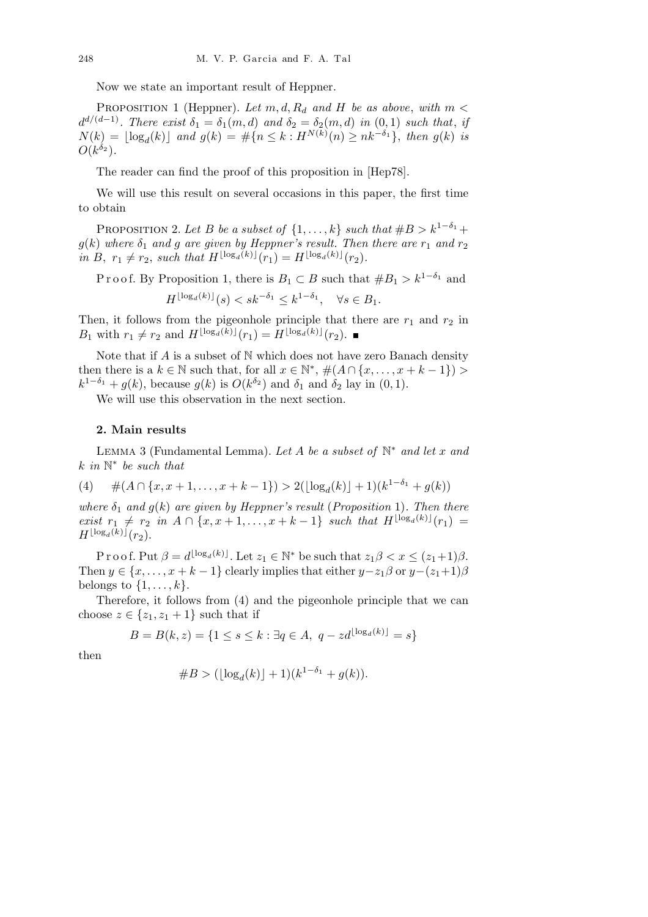Now we state an important result of Heppner.

Proposition 1 (Heppner). *Let $m, d, R_d$ and $H$ be as above, with $m < d^{d/(d-1)}$. There exist $\delta_1 = \delta_1(m,d)$ and $\delta_2 = \delta_2(m,d)$ in $(0,1)$ such that, if $N(k) = \lfloor \log_d(k) \rfloor$ and $g(k) = \#\{n \le k : H^{N(k)}(n) \ge nk^{-\delta_1}\}$, then $g(k)$ is $O(k^{\delta_2})$.*

The reader can find the proof of this proposition in [Hep78].

We will use this result on several occasions in this paper, the first time to obtain

Proposition 2. *Let $B$ be a subset of $\{1, \ldots, k\}$ such that $\#B > k^{1-\delta_1} + g(k)$ where $\delta_1$ and $g$ are given by Heppner's result. Then there are $r_1$ and $r_2$ in $B$, $r_1 \ne r_2$, such that $H^{\lfloor \log_d(k) \rfloor}(r_1) = H^{\lfloor \log_d(k) \rfloor}(r_2)$.*

Proof. By Proposition 1, there is $B_1 \subset B$ such that $\#B_1 > k^{1-\delta_1}$ and

$$H^{\lfloor \log_d(k) \rfloor}(s) < sk^{-\delta_1} \le k^{1-\delta_1}, \quad \forall s \in B_1.$$

Then, it follows from the pigeonhole principle that there are $r_1$ and $r_2$ in $B_1$ with $r_1 \ne r_2$ and $H^{\lfloor \log_d(k) \rfloor}(r_1) = H^{\lfloor \log_d(k) \rfloor}(r_2)$. ∎

Note that if $A$ is a subset of $\mathbb{N}$ which does not have zero Banach density then there is a $k \in \mathbb{N}$ such that, for all $x \in \mathbb{N}^*$, $\#(A \cap \{x, \ldots, x+k-1\}) > k^{1-\delta_1} + g(k)$, because $g(k)$ is $O(k^{\delta_2})$ and $\delta_1$ and $\delta_2$ lay in $(0,1)$.

We will use this observation in the next section.

## 2. Main results

Lemma 3 (Fundamental Lemma). *Let $A$ be a subset of $\mathbb{N}^*$ and let $x$ and $k$ in $\mathbb{N}^*$ be such that*

$$\#(A \cap \{x, x+1, \ldots, x+k-1\}) > 2(\lfloor \log_d(k) \rfloor + 1)(k^{1-\delta_1} + g(k)) \tag{4}$$

*where $\delta_1$ and $g(k)$ are given by Heppner's result (Proposition 1). Then there exist $r_1 \ne r_2$ in $A \cap \{x, x+1, \ldots, x+k-1\}$ such that $H^{\lfloor \log_d(k) \rfloor}(r_1) = H^{\lfloor \log_d(k) \rfloor}(r_2)$.*

Proof. Put $\beta = d^{\lfloor \log_d(k) \rfloor}$. Let $z_1 \in \mathbb{N}^*$ be such that $z_1\beta < x \le (z_1+1)\beta$. Then $y \in \{x, \ldots, x+k-1\}$ clearly implies that either $y - z_1\beta$ or $y - (z_1+1)\beta$ belongs to $\{1, \ldots, k\}$.

Therefore, it follows from (4) and the pigeonhole principle that we can choose $z \in \{z_1, z_1+1\}$ such that if

$$B = B(k,z) = \{1 \le s \le k : \exists q \in A,\ q - zd^{\lfloor \log_d(k) \rfloor} = s\}$$

then

$$\#B > (\lfloor \log_d(k) \rfloor + 1)(k^{1-\delta_1} + g(k)).$$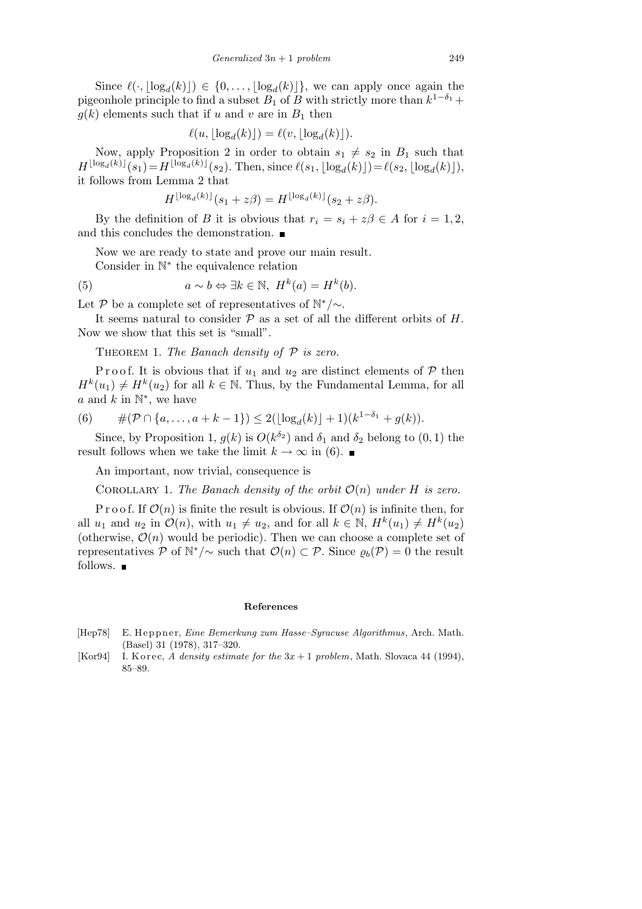Since $\ell(\cdot, \lfloor \log_d(k) \rfloor) \in \{0, \ldots, \lfloor \log_d(k) \rfloor\}$, we can apply once again the pigeonhole principle to find a subset $B_1$ of $B$ with strictly more than $k^{1-\delta_1} + g(k)$ elements such that if $u$ and $v$ are in $B_1$ then

$$\ell(u, \lfloor \log_d(k) \rfloor) = \ell(v, \lfloor \log_d(k) \rfloor).$$

Now, apply Proposition 2 in order to obtain $s_1 \neq s_2$ in $B_1$ such that $H^{\lfloor \log_d(k) \rfloor}(s_1) = H^{\lfloor \log_d(k) \rfloor}(s_2)$. Then, since $\ell(s_1, \lfloor \log_d(k) \rfloor) = \ell(s_2, \lfloor \log_d(k) \rfloor)$, it follows from Lemma 2 that

$$H^{\lfloor \log_d(k) \rfloor}(s_1 + z\beta) = H^{\lfloor \log_d(k) \rfloor}(s_2 + z\beta).$$

By the definition of $B$ it is obvious that $r_i = s_i + z\beta \in A$ for $i = 1, 2$, and this concludes the demonstration. ∎

Now we are ready to state and prove our main result.

Consider in $\mathbb{N}^*$ the equivalence relation

$$a \sim b \Leftrightarrow \exists k \in \mathbb{N},\ H^k(a) = H^k(b). \tag{5}$$

Let $\mathcal{P}$ be a complete set of representatives of $\mathbb{N}^*/\sim$.

It seems natural to consider $\mathcal{P}$ as a set of all the different orbits of $H$. Now we show that this set is "small".

THEOREM 1. *The Banach density of $\mathcal{P}$ is zero.*

Proof. It is obvious that if $u_1$ and $u_2$ are distinct elements of $\mathcal{P}$ then $H^k(u_1) \neq H^k(u_2)$ for all $k \in \mathbb{N}$. Thus, by the Fundamental Lemma, for all $a$ and $k$ in $\mathbb{N}^*$, we have

$$\#(\mathcal{P} \cap \{a, \ldots, a+k-1\}) \leq 2(\lfloor \log_d(k) \rfloor + 1)(k^{1-\delta_1} + g(k)). \tag{6}$$

Since, by Proposition 1, $g(k)$ is $O(k^{\delta_2})$ and $\delta_1$ and $\delta_2$ belong to $(0, 1)$ the result follows when we take the limit $k \to \infty$ in (6). ∎

An important, now trivial, consequence is

COROLLARY 1. *The Banach density of the orbit $\mathcal{O}(n)$ under $H$ is zero.*

Proof. If $\mathcal{O}(n)$ is finite the result is obvious. If $\mathcal{O}(n)$ is infinite then, for all $u_1$ and $u_2$ in $\mathcal{O}(n)$, with $u_1 \neq u_2$, and for all $k \in \mathbb{N}$, $H^k(u_1) \neq H^k(u_2)$ (otherwise, $\mathcal{O}(n)$ would be periodic). Then we can choose a complete set of representatives $\mathcal{P}$ of $\mathbb{N}^*/\sim$ such that $\mathcal{O}(n) \subset \mathcal{P}$. Since $\varrho_b(\mathcal{P}) = 0$ the result follows. ∎

## References

[Hep78] E. Heppner, *Eine Bemerkung zum Hasse–Syracuse Algorithmus*, Arch. Math. (Basel) 31 (1978), 317–320.

[Kor94] I. Korec, *A density estimate for the* $3x + 1$ *problem*, Math. Slovaca 44 (1994), 85–89.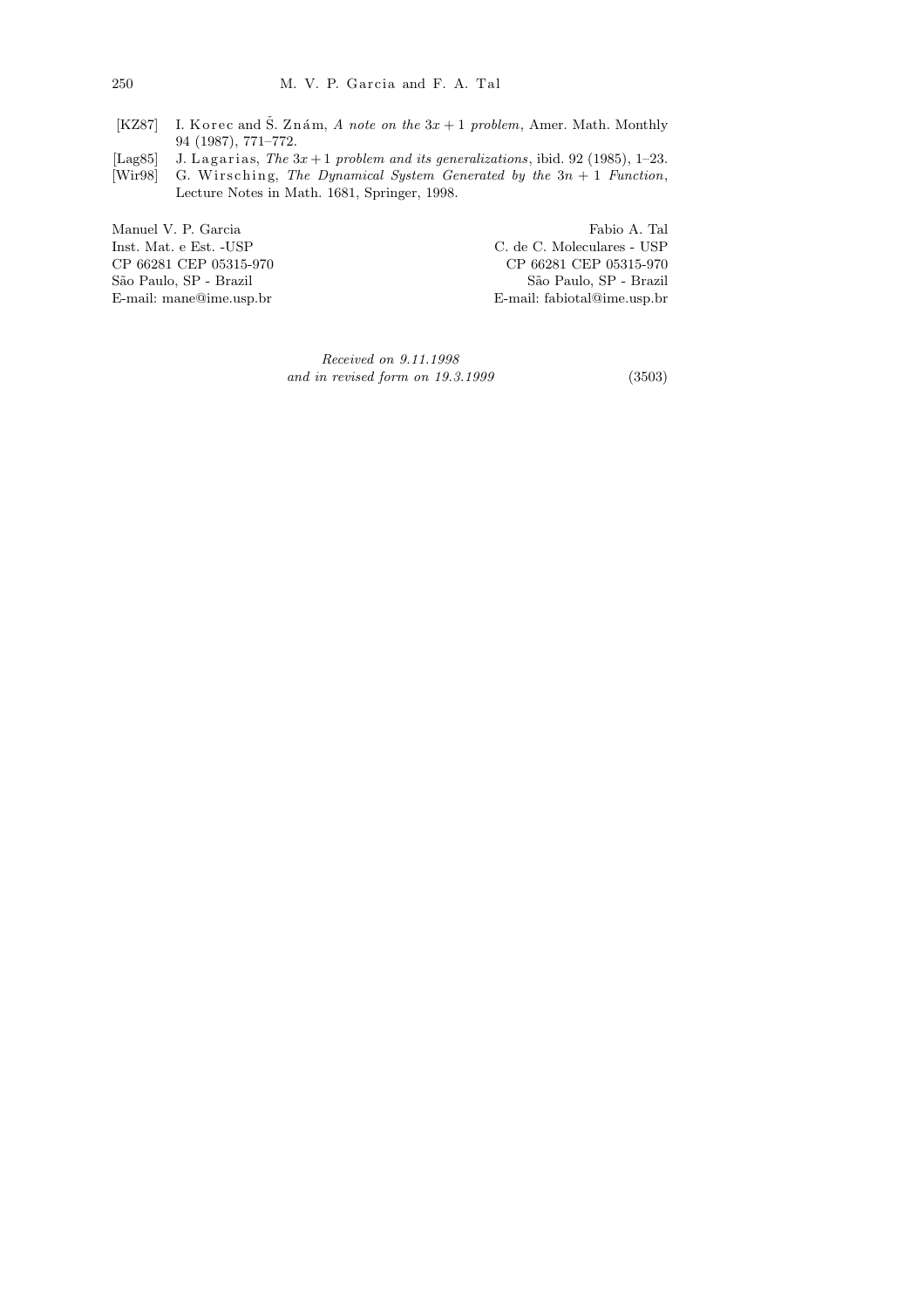[KZ87] I. Korec and Š. Znám, *A note on the $3x + 1$ problem*, Amer. Math. Monthly 94 (1987), 771–772.

[Lag85] J. Lagarias, *The $3x+1$ problem and its generalizations*, ibid. 92 (1985), 1–23.

[Wir98] G. Wirsching, *The Dynamical System Generated by the $3n + 1$ Function*, Lecture Notes in Math. 1681, Springer, 1998.

Manuel V. P. Garcia
Inst. Mat. e Est. -USP
CP 66281 CEP 05315-970
São Paulo, SP - Brazil
E-mail: mane@ime.usp.br

Fabio A. Tal
C. de C. Moleculares - USP
CP 66281 CEP 05315-970
São Paulo, SP - Brazil
E-mail: fabiotal@ime.usp.br

*Received on 9.11.1998*
*and in revised form on 19.3.1999* (3503)